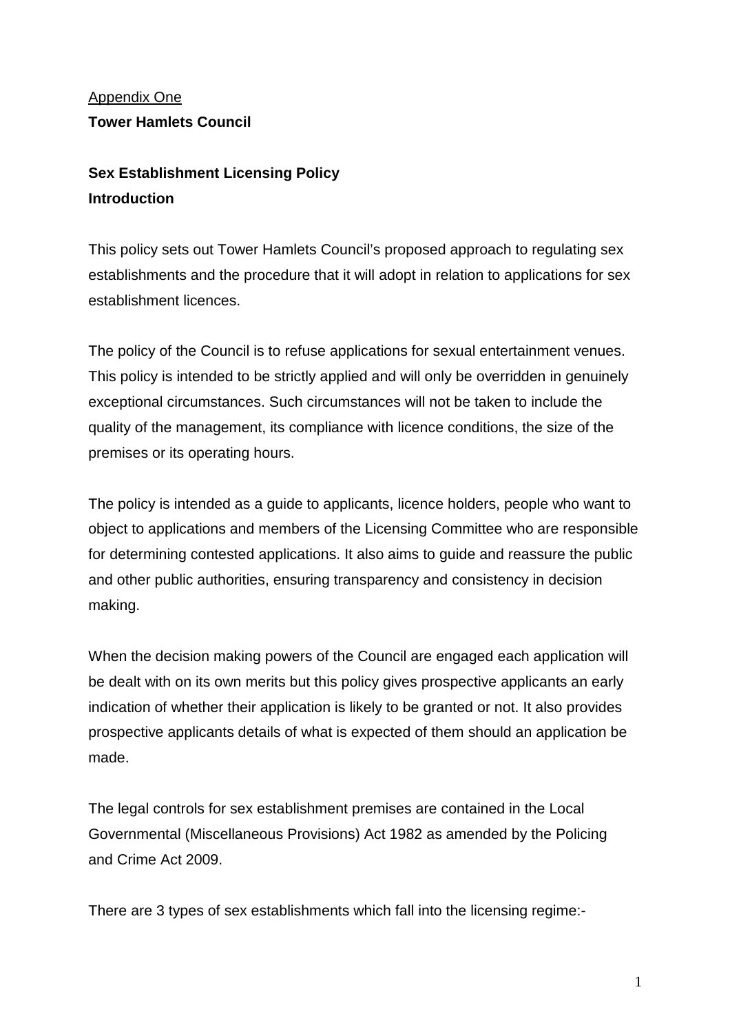Appendix One

**Tower Hamlets Council**

# Sex Establishment Licensing Policy

## Introduction

This policy sets out Tower Hamlets Council's proposed approach to regulating sex establishments and the procedure that it will adopt in relation to applications for sex establishment licences.

The policy of the Council is to refuse applications for sexual entertainment venues. This policy is intended to be strictly applied and will only be overridden in genuinely exceptional circumstances. Such circumstances will not be taken to include the quality of the management, its compliance with licence conditions, the size of the premises or its operating hours.

The policy is intended as a guide to applicants, licence holders, people who want to object to applications and members of the Licensing Committee who are responsible for determining contested applications. It also aims to guide and reassure the public and other public authorities, ensuring transparency and consistency in decision making.

When the decision making powers of the Council are engaged each application will be dealt with on its own merits but this policy gives prospective applicants an early indication of whether their application is likely to be granted or not. It also provides prospective applicants details of what is expected of them should an application be made.

The legal controls for sex establishment premises are contained in the Local Governmental (Miscellaneous Provisions) Act 1982 as amended by the Policing and Crime Act 2009.

There are 3 types of sex establishments which fall into the licensing regime:-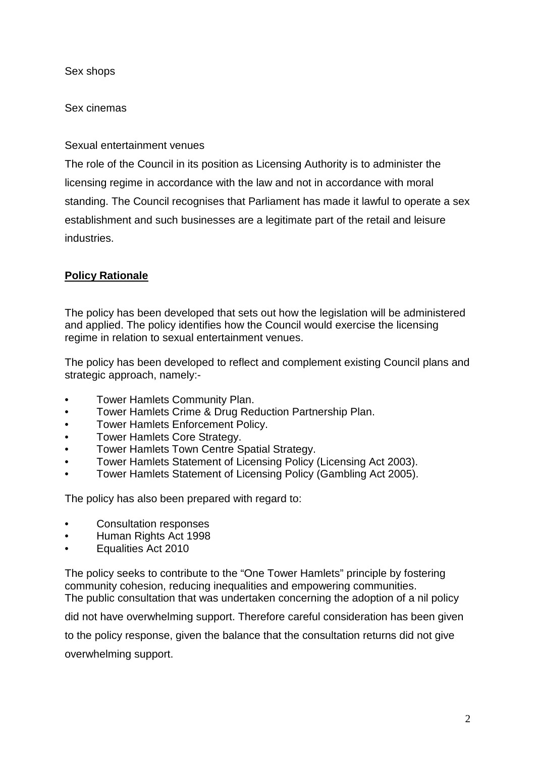Sex shops

Sex cinemas

Sexual entertainment venues

The role of the Council in its position as Licensing Authority is to administer the licensing regime in accordance with the law and not in accordance with moral standing. The Council recognises that Parliament has made it lawful to operate a sex establishment and such businesses are a legitimate part of the retail and leisure industries.

**Policy Rationale**

The policy has been developed that sets out how the legislation will be administered and applied. The policy identifies how the Council would exercise the licensing regime in relation to sexual entertainment venues.

The policy has been developed to reflect and complement existing Council plans and strategic approach, namely:-

- Tower Hamlets Community Plan.
- Tower Hamlets Crime & Drug Reduction Partnership Plan.
- Tower Hamlets Enforcement Policy.
- Tower Hamlets Core Strategy.
- Tower Hamlets Town Centre Spatial Strategy.
- Tower Hamlets Statement of Licensing Policy (Licensing Act 2003).
- Tower Hamlets Statement of Licensing Policy (Gambling Act 2005).

The policy has also been prepared with regard to:

- Consultation responses
- Human Rights Act 1998
- Equalities Act 2010

The policy seeks to contribute to the "One Tower Hamlets" principle by fostering community cohesion, reducing inequalities and empowering communities.
The public consultation that was undertaken concerning the adoption of a nil policy did not have overwhelming support. Therefore careful consideration has been given to the policy response, given the balance that the consultation returns did not give overwhelming support.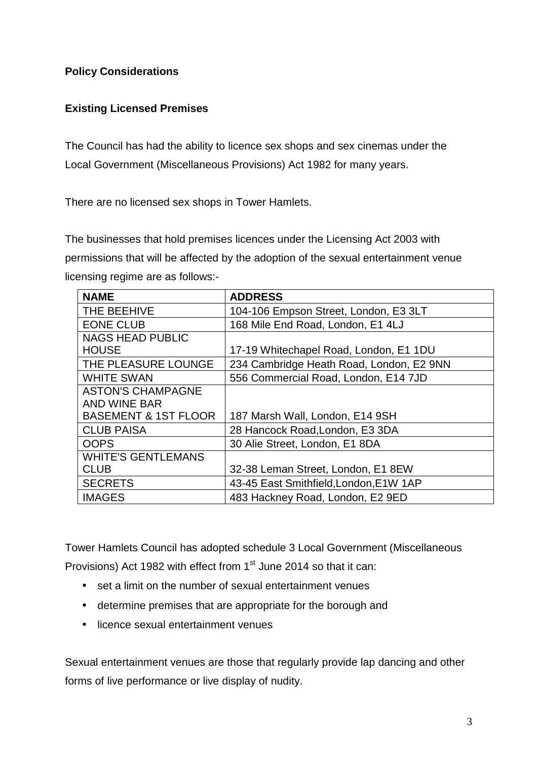**Policy Considerations**

**Existing Licensed Premises**

The Council has had the ability to licence sex shops and sex cinemas under the Local Government (Miscellaneous Provisions) Act 1982 for many years.

There are no licensed sex shops in Tower Hamlets.

The businesses that hold premises licences under the Licensing Act 2003 with permissions that will be affected by the adoption of the sexual entertainment venue licensing regime are as follows:-

| NAME | ADDRESS |
|---|---|
| THE BEEHIVE | 104-106 Empson Street, London, E3 3LT |
| EONE CLUB | 168 Mile End Road, London, E1 4LJ |
| NAGS HEAD PUBLIC HOUSE | 17-19 Whitechapel Road, London, E1 1DU |
| THE PLEASURE LOUNGE | 234 Cambridge Heath Road, London, E2 9NN |
| WHITE SWAN | 556 Commercial Road, London, E14 7JD |
| ASTON'S CHAMPAGNE AND WINE BAR BASEMENT & 1ST FLOOR | 187 Marsh Wall, London, E14 9SH |
| CLUB PAISA | 28 Hancock Road,London, E3 3DA |
| OOPS | 30 Alie Street, London, E1 8DA |
| WHITE'S GENTLEMANS CLUB | 32-38 Leman Street, London, E1 8EW |
| SECRETS | 43-45 East Smithfield,London,E1W 1AP |
| IMAGES | 483 Hackney Road, London, E2 9ED |

Tower Hamlets Council has adopted schedule 3 Local Government (Miscellaneous Provisions) Act 1982 with effect from 1st June 2014 so that it can:

- set a limit on the number of sexual entertainment venues
- determine premises that are appropriate for the borough and
- licence sexual entertainment venues

Sexual entertainment venues are those that regularly provide lap dancing and other forms of live performance or live display of nudity.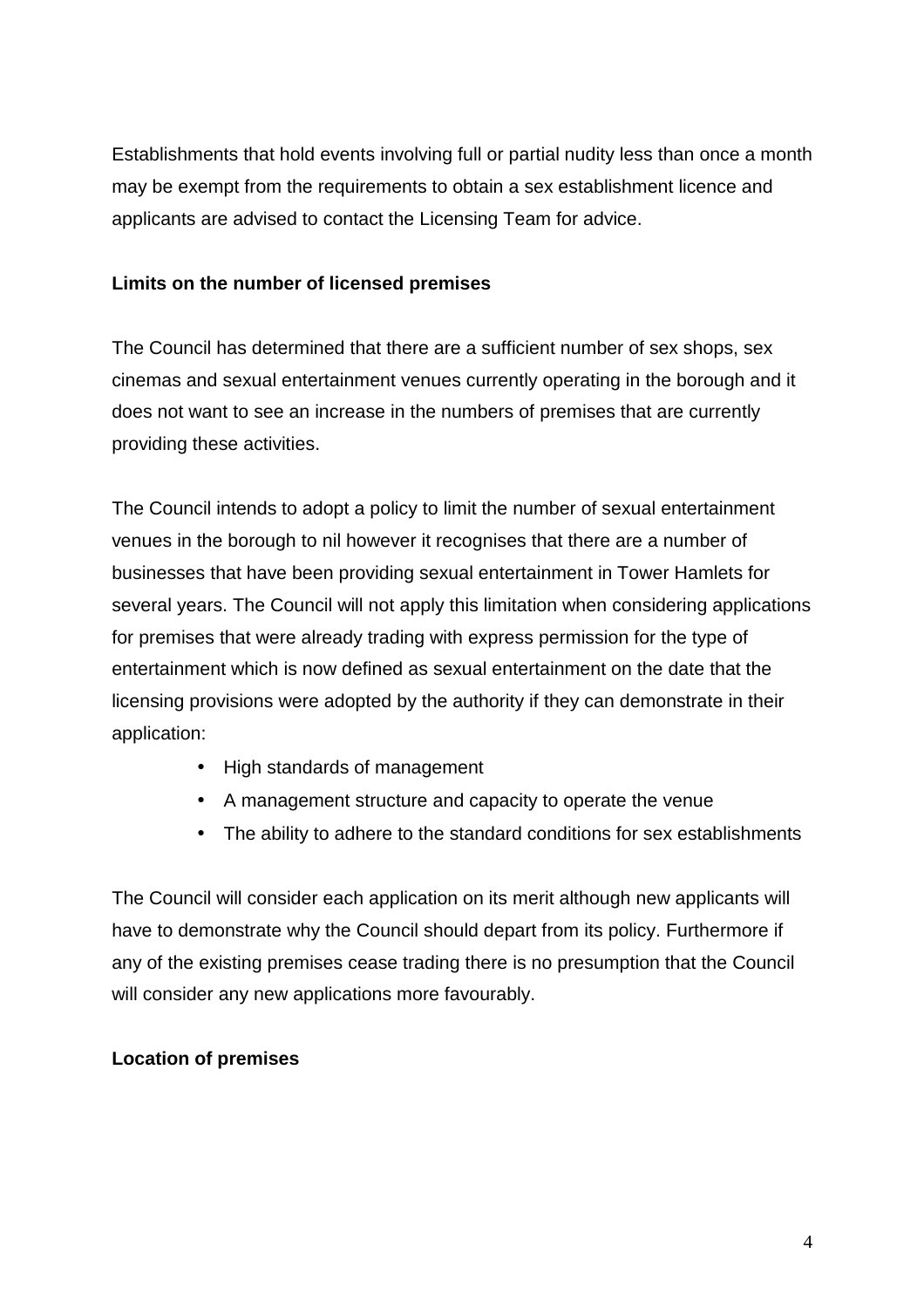Establishments that hold events involving full or partial nudity less than once a month may be exempt from the requirements to obtain a sex establishment licence and applicants are advised to contact the Licensing Team for advice.

**Limits on the number of licensed premises**

The Council has determined that there are a sufficient number of sex shops, sex cinemas and sexual entertainment venues currently operating in the borough and it does not want to see an increase in the numbers of premises that are currently providing these activities.

The Council intends to adopt a policy to limit the number of sexual entertainment venues in the borough to nil however it recognises that there are a number of businesses that have been providing sexual entertainment in Tower Hamlets for several years. The Council will not apply this limitation when considering applications for premises that were already trading with express permission for the type of entertainment which is now defined as sexual entertainment on the date that the licensing provisions were adopted by the authority if they can demonstrate in their application:

- High standards of management
- A management structure and capacity to operate the venue
- The ability to adhere to the standard conditions for sex establishments

The Council will consider each application on its merit although new applicants will have to demonstrate why the Council should depart from its policy. Furthermore if any of the existing premises cease trading there is no presumption that the Council will consider any new applications more favourably.

**Location of premises**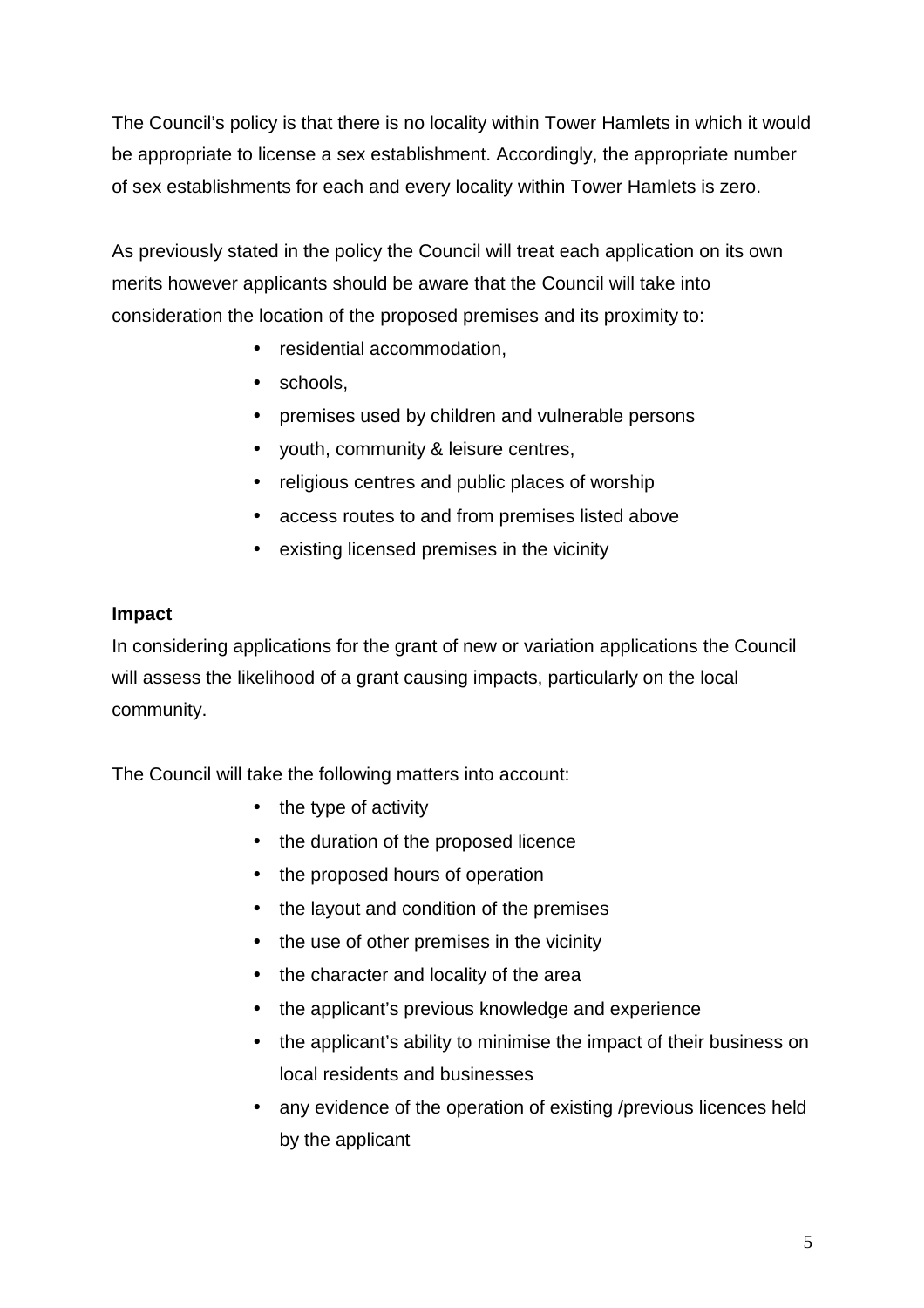The Council's policy is that there is no locality within Tower Hamlets in which it would be appropriate to license a sex establishment. Accordingly, the appropriate number of sex establishments for each and every locality within Tower Hamlets is zero.

As previously stated in the policy the Council will treat each application on its own merits however applicants should be aware that the Council will take into consideration the location of the proposed premises and its proximity to:

- residential accommodation,
- schools,
- premises used by children and vulnerable persons
- youth, community & leisure centres,
- religious centres and public places of worship
- access routes to and from premises listed above
- existing licensed premises in the vicinity

**Impact**

In considering applications for the grant of new or variation applications the Council will assess the likelihood of a grant causing impacts, particularly on the local community.

The Council will take the following matters into account:

- the type of activity
- the duration of the proposed licence
- the proposed hours of operation
- the layout and condition of the premises
- the use of other premises in the vicinity
- the character and locality of the area
- the applicant's previous knowledge and experience
- the applicant's ability to minimise the impact of their business on local residents and businesses
- any evidence of the operation of existing /previous licences held by the applicant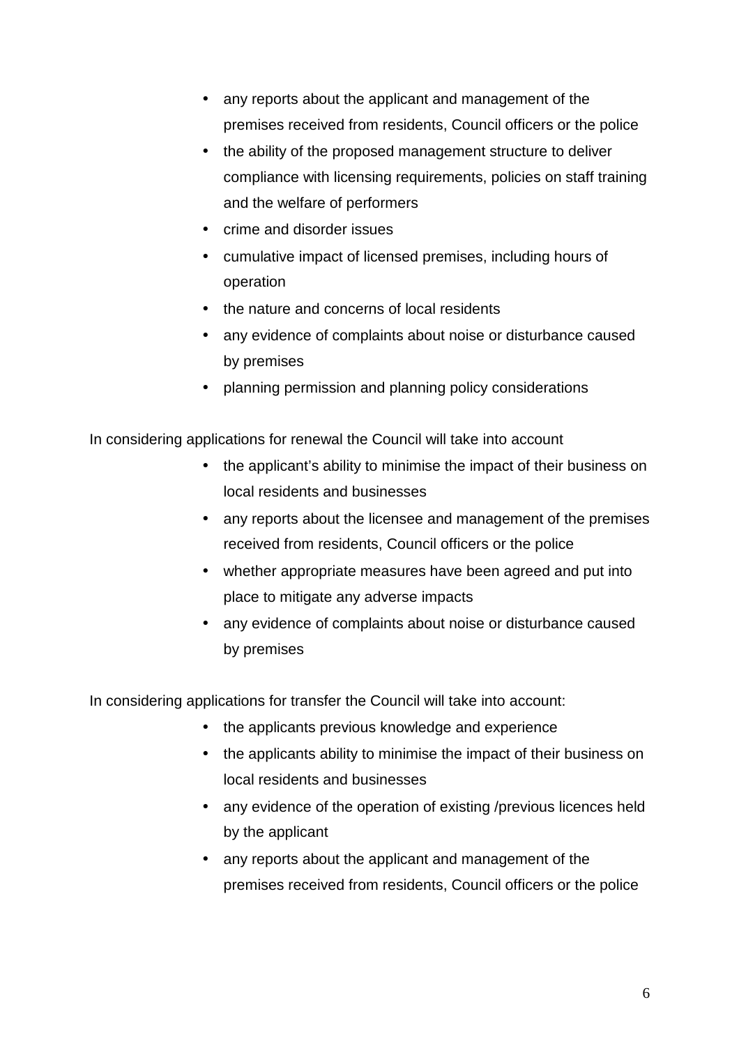- any reports about the applicant and management of the premises received from residents, Council officers or the police
- the ability of the proposed management structure to deliver compliance with licensing requirements, policies on staff training and the welfare of performers
- crime and disorder issues
- cumulative impact of licensed premises, including hours of operation
- the nature and concerns of local residents
- any evidence of complaints about noise or disturbance caused by premises
- planning permission and planning policy considerations

In considering applications for renewal the Council will take into account

- the applicant's ability to minimise the impact of their business on local residents and businesses
- any reports about the licensee and management of the premises received from residents, Council officers or the police
- whether appropriate measures have been agreed and put into place to mitigate any adverse impacts
- any evidence of complaints about noise or disturbance caused by premises

In considering applications for transfer the Council will take into account:

- the applicants previous knowledge and experience
- the applicants ability to minimise the impact of their business on local residents and businesses
- any evidence of the operation of existing /previous licences held by the applicant
- any reports about the applicant and management of the premises received from residents, Council officers or the police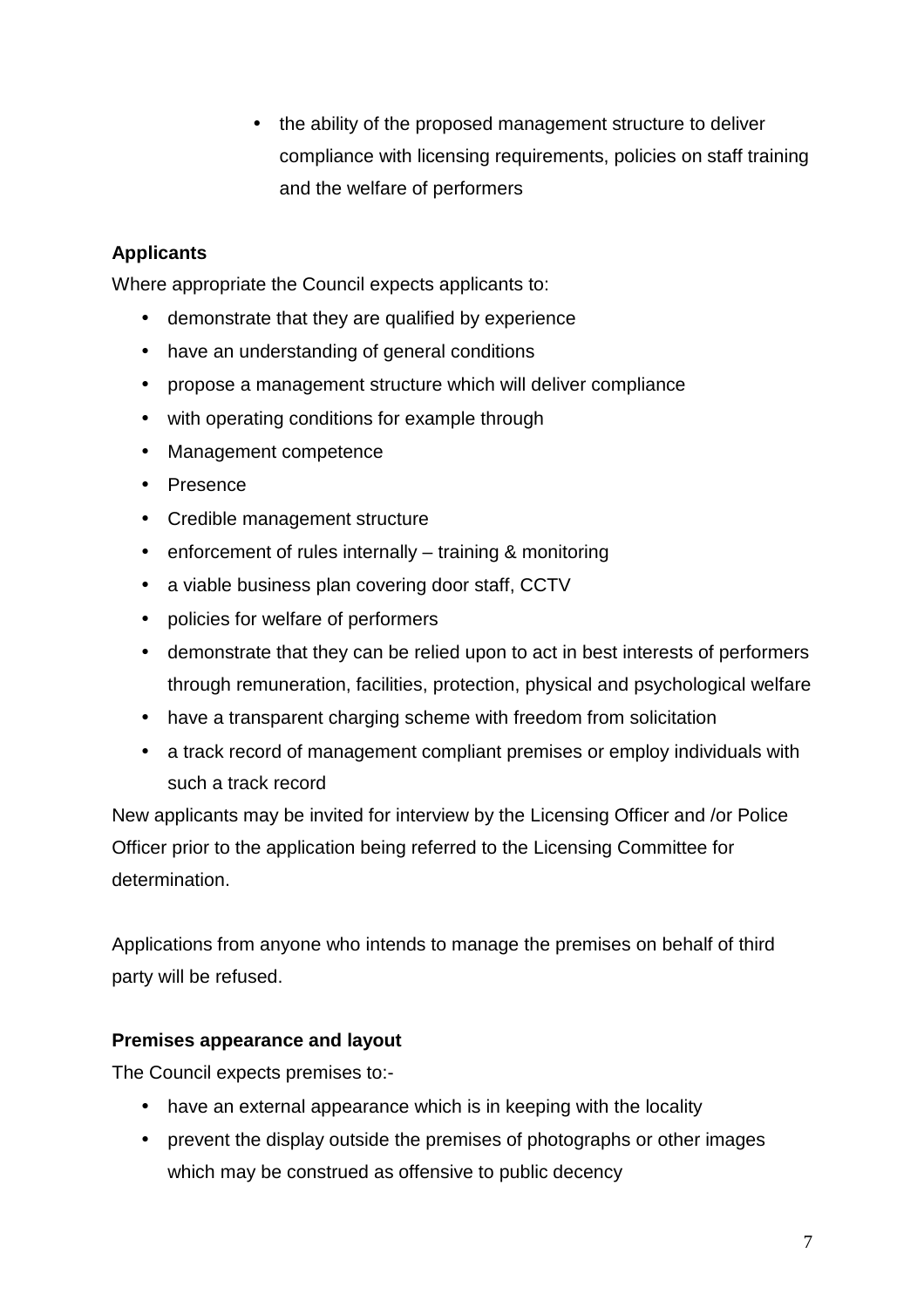- the ability of the proposed management structure to deliver compliance with licensing requirements, policies on staff training and the welfare of performers

**Applicants**

Where appropriate the Council expects applicants to:

- demonstrate that they are qualified by experience
- have an understanding of general conditions
- propose a management structure which will deliver compliance
- with operating conditions for example through
- Management competence
- Presence
- Credible management structure
- enforcement of rules internally – training & monitoring
- a viable business plan covering door staff, CCTV
- policies for welfare of performers
- demonstrate that they can be relied upon to act in best interests of performers through remuneration, facilities, protection, physical and psychological welfare
- have a transparent charging scheme with freedom from solicitation
- a track record of management compliant premises or employ individuals with such a track record

New applicants may be invited for interview by the Licensing Officer and /or Police Officer prior to the application being referred to the Licensing Committee for determination.

Applications from anyone who intends to manage the premises on behalf of third party will be refused.

**Premises appearance and layout**

The Council expects premises to:-

- have an external appearance which is in keeping with the locality
- prevent the display outside the premises of photographs or other images which may be construed as offensive to public decency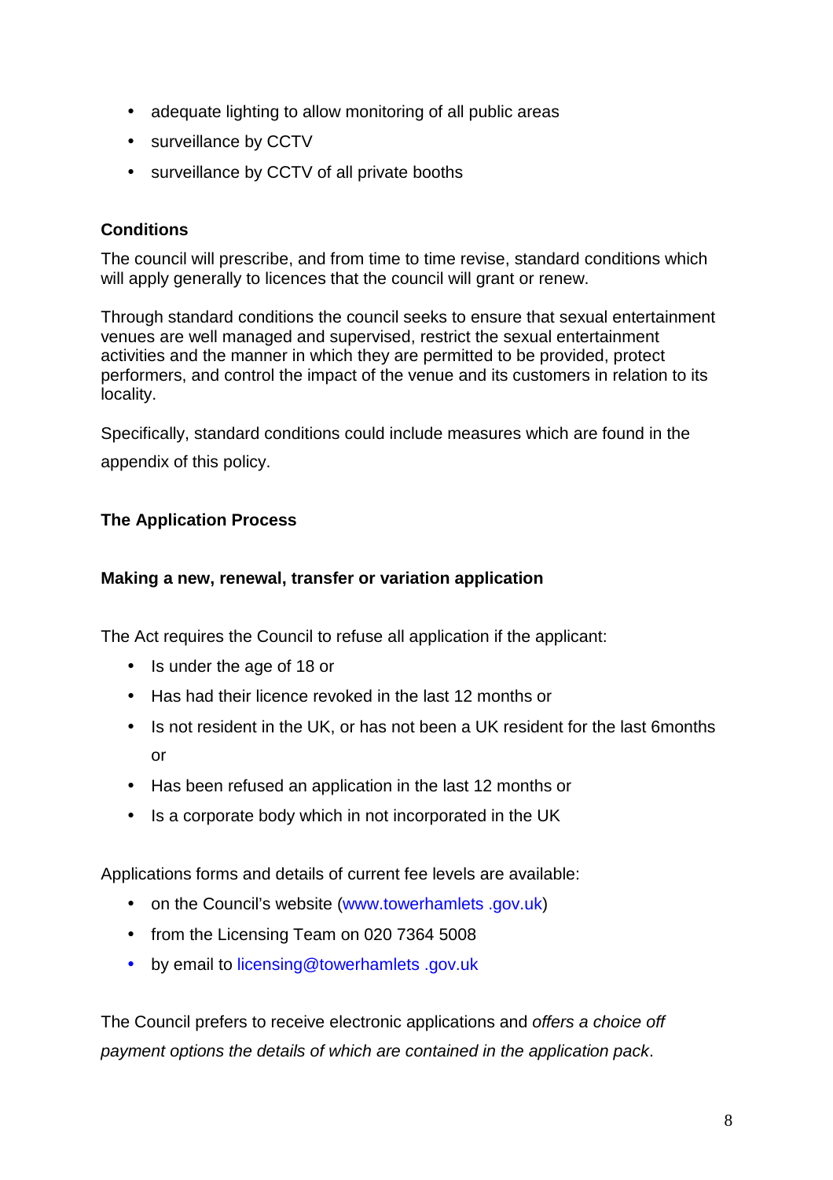- adequate lighting to allow monitoring of all public areas
- surveillance by CCTV
- surveillance by CCTV of all private booths

**Conditions**

The council will prescribe, and from time to time revise, standard conditions which will apply generally to licences that the council will grant or renew.

Through standard conditions the council seeks to ensure that sexual entertainment venues are well managed and supervised, restrict the sexual entertainment activities and the manner in which they are permitted to be provided, protect performers, and control the impact of the venue and its customers in relation to its locality.

Specifically, standard conditions could include measures which are found in the appendix of this policy.

**The Application Process**

**Making a new, renewal, transfer or variation application**

The Act requires the Council to refuse all application if the applicant:

- Is under the age of 18 or
- Has had their licence revoked in the last 12 months or
- Is not resident in the UK, or has not been a UK resident for the last 6months or
- Has been refused an application in the last 12 months or
- Is a corporate body which in not incorporated in the UK

Applications forms and details of current fee levels are available:

- on the Council's website (www.towerhamlets .gov.uk)
- from the Licensing Team on 020 7364 5008
- by email to licensing@towerhamlets .gov.uk

The Council prefers to receive electronic applications and *offers a choice off payment options the details of which are contained in the application pack*.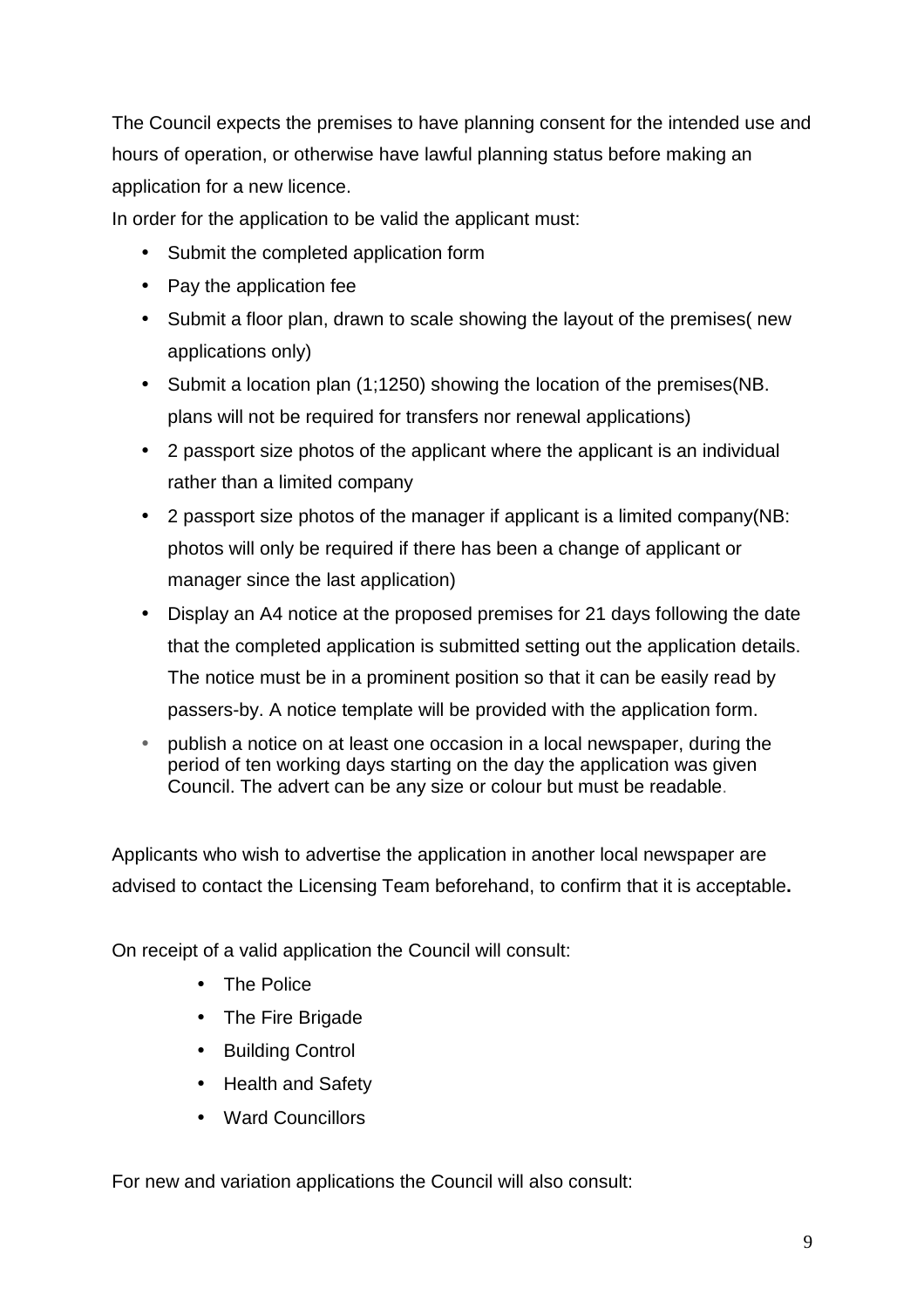The Council expects the premises to have planning consent for the intended use and hours of operation, or otherwise have lawful planning status before making an application for a new licence.

In order for the application to be valid the applicant must:

- Submit the completed application form
- Pay the application fee
- Submit a floor plan, drawn to scale showing the layout of the premises( new applications only)
- Submit a location plan (1;1250) showing the location of the premises(NB. plans will not be required for transfers nor renewal applications)
- 2 passport size photos of the applicant where the applicant is an individual rather than a limited company
- 2 passport size photos of the manager if applicant is a limited company(NB: photos will only be required if there has been a change of applicant or manager since the last application)
- Display an A4 notice at the proposed premises for 21 days following the date that the completed application is submitted setting out the application details. The notice must be in a prominent position so that it can be easily read by passers-by. A notice template will be provided with the application form.
- publish a notice on at least one occasion in a local newspaper, during the period of ten working days starting on the day the application was given Council. The advert can be any size or colour but must be readable.

Applicants who wish to advertise the application in another local newspaper are advised to contact the Licensing Team beforehand, to confirm that it is acceptable**.**

On receipt of a valid application the Council will consult:

- The Police
- The Fire Brigade
- Building Control
- Health and Safety
- Ward Councillors

For new and variation applications the Council will also consult: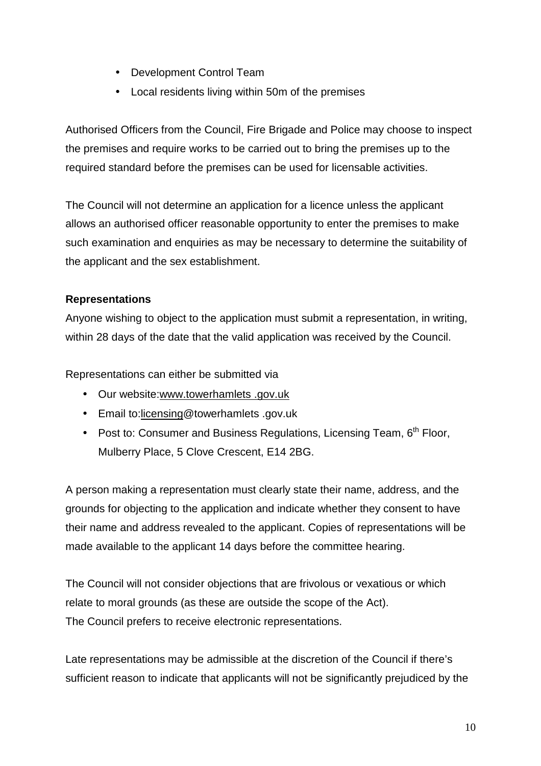- Development Control Team
- Local residents living within 50m of the premises

Authorised Officers from the Council, Fire Brigade and Police may choose to inspect the premises and require works to be carried out to bring the premises up to the required standard before the premises can be used for licensable activities.

The Council will not determine an application for a licence unless the applicant allows an authorised officer reasonable opportunity to enter the premises to make such examination and enquiries as may be necessary to determine the suitability of the applicant and the sex establishment.

**Representations**

Anyone wishing to object to the application must submit a representation, in writing, within 28 days of the date that the valid application was received by the Council.

Representations can either be submitted via

- Our website:www.towerhamlets .gov.uk
- Email to:licensing@towerhamlets .gov.uk
- Post to: Consumer and Business Regulations, Licensing Team, 6th Floor, Mulberry Place, 5 Clove Crescent, E14 2BG.

A person making a representation must clearly state their name, address, and the grounds for objecting to the application and indicate whether they consent to have their name and address revealed to the applicant. Copies of representations will be made available to the applicant 14 days before the committee hearing.

The Council will not consider objections that are frivolous or vexatious or which relate to moral grounds (as these are outside the scope of the Act).
The Council prefers to receive electronic representations.

Late representations may be admissible at the discretion of the Council if there's sufficient reason to indicate that applicants will not be significantly prejudiced by the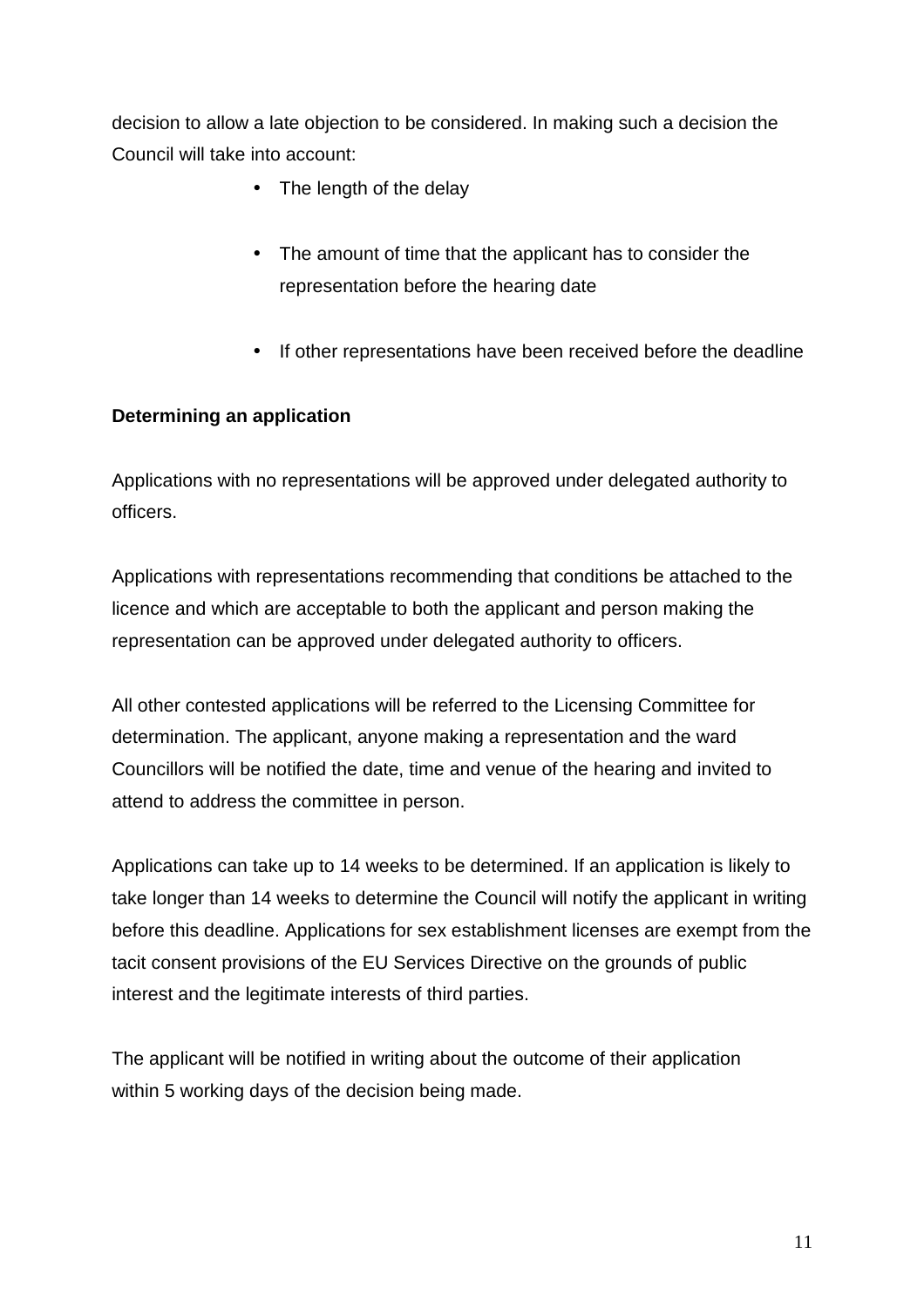decision to allow a late objection to be considered. In making such a decision the Council will take into account:

- The length of the delay
- The amount of time that the applicant has to consider the representation before the hearing date
- If other representations have been received before the deadline

**Determining an application**

Applications with no representations will be approved under delegated authority to officers.

Applications with representations recommending that conditions be attached to the licence and which are acceptable to both the applicant and person making the representation can be approved under delegated authority to officers.

All other contested applications will be referred to the Licensing Committee for determination. The applicant, anyone making a representation and the ward Councillors will be notified the date, time and venue of the hearing and invited to attend to address the committee in person.

Applications can take up to 14 weeks to be determined. If an application is likely to take longer than 14 weeks to determine the Council will notify the applicant in writing before this deadline. Applications for sex establishment licenses are exempt from the tacit consent provisions of the EU Services Directive on the grounds of public interest and the legitimate interests of third parties.

The applicant will be notified in writing about the outcome of their application within 5 working days of the decision being made.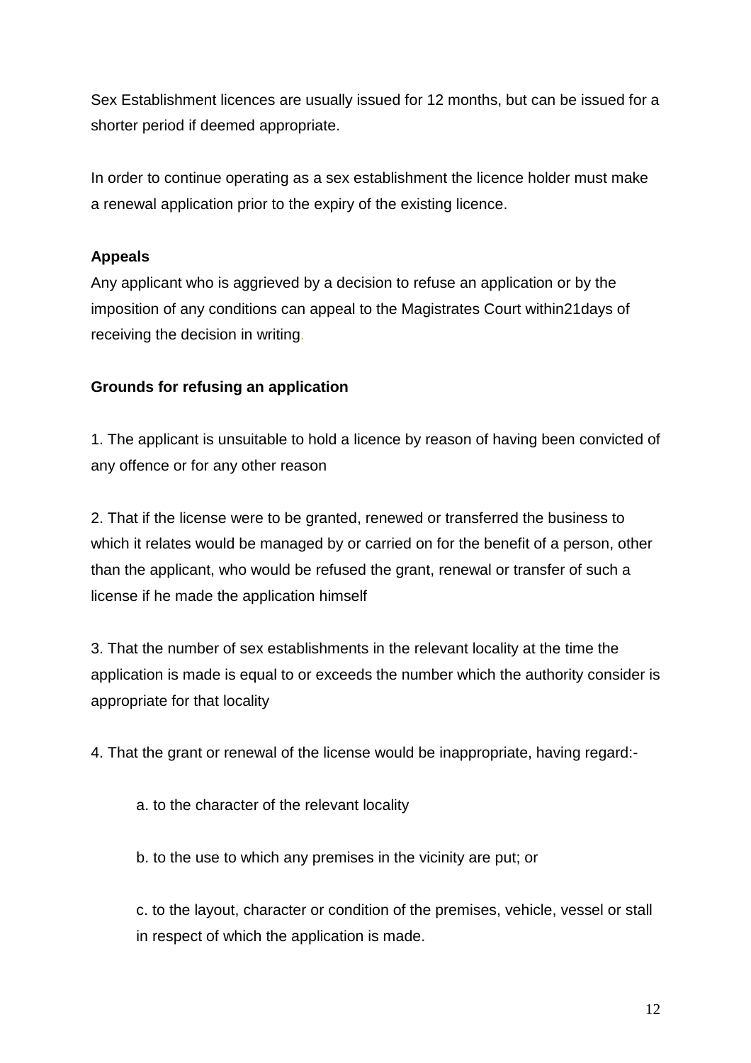Sex Establishment licences are usually issued for 12 months, but can be issued for a shorter period if deemed appropriate.

In order to continue operating as a sex establishment the licence holder must make a renewal application prior to the expiry of the existing licence.

**Appeals**

Any applicant who is aggrieved by a decision to refuse an application or by the imposition of any conditions can appeal to the Magistrates Court within21days of receiving the decision in writing.

**Grounds for refusing an application**

1. The applicant is unsuitable to hold a licence by reason of having been convicted of any offence or for any other reason

2. That if the license were to be granted, renewed or transferred the business to which it relates would be managed by or carried on for the benefit of a person, other than the applicant, who would be refused the grant, renewal or transfer of such a license if he made the application himself

3. That the number of sex establishments in the relevant locality at the time the application is made is equal to or exceeds the number which the authority consider is appropriate for that locality

4. That the grant or renewal of the license would be inappropriate, having regard:-

   a. to the character of the relevant locality

   b. to the use to which any premises in the vicinity are put; or

   c. to the layout, character or condition of the premises, vehicle, vessel or stall in respect of which the application is made.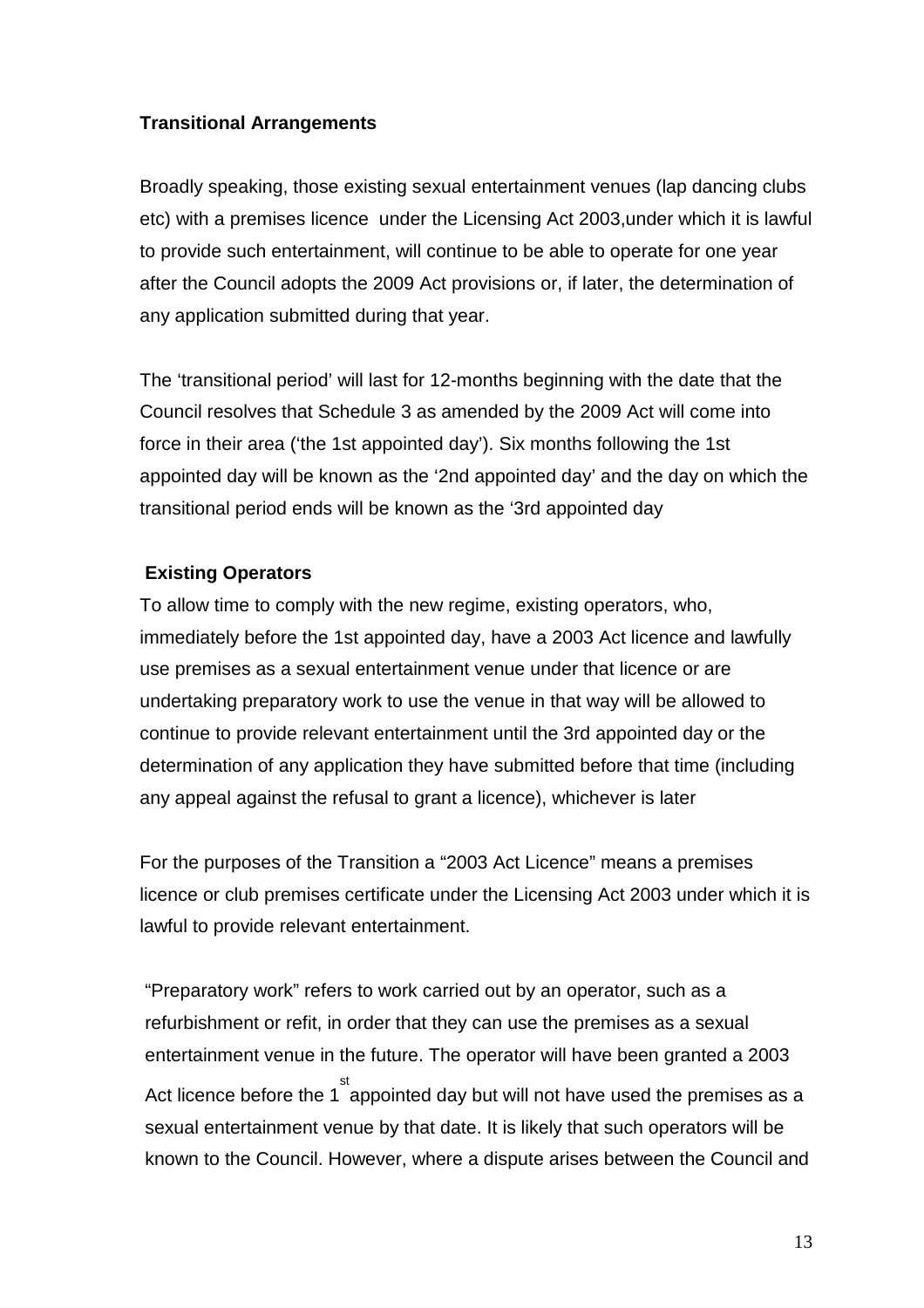**Transitional Arrangements**

Broadly speaking, those existing sexual entertainment venues (lap dancing clubs etc) with a premises licence under the Licensing Act 2003,under which it is lawful to provide such entertainment, will continue to be able to operate for one year after the Council adopts the 2009 Act provisions or, if later, the determination of any application submitted during that year.

The 'transitional period' will last for 12-months beginning with the date that the Council resolves that Schedule 3 as amended by the 2009 Act will come into force in their area ('the 1st appointed day'). Six months following the 1st appointed day will be known as the '2nd appointed day' and the day on which the transitional period ends will be known as the '3rd appointed day

**Existing Operators**

To allow time to comply with the new regime, existing operators, who, immediately before the 1st appointed day, have a 2003 Act licence and lawfully use premises as a sexual entertainment venue under that licence or are undertaking preparatory work to use the venue in that way will be allowed to continue to provide relevant entertainment until the 3rd appointed day or the determination of any application they have submitted before that time (including any appeal against the refusal to grant a licence), whichever is later

For the purposes of the Transition a "2003 Act Licence" means a premises licence or club premises certificate under the Licensing Act 2003 under which it is lawful to provide relevant entertainment.

"Preparatory work" refers to work carried out by an operator, such as a refurbishment or refit, in order that they can use the premises as a sexual entertainment venue in the future. The operator will have been granted a 2003 Act licence before the 1st appointed day but will not have used the premises as a sexual entertainment venue by that date. It is likely that such operators will be known to the Council. However, where a dispute arises between the Council and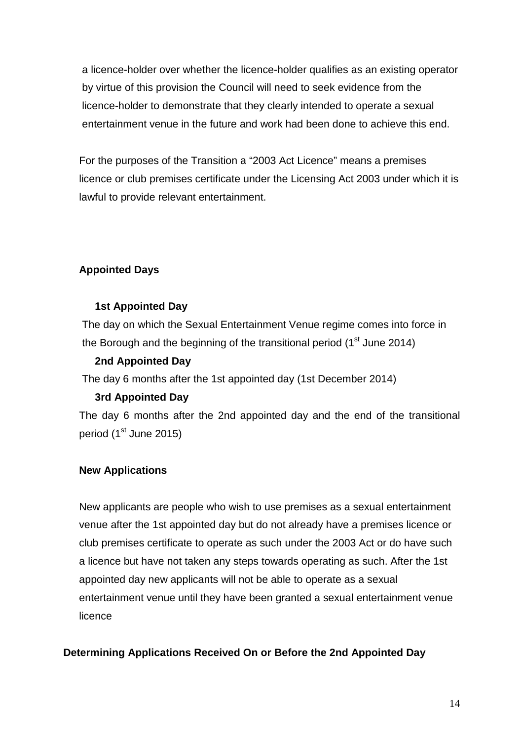a licence-holder over whether the licence-holder qualifies as an existing operator by virtue of this provision the Council will need to seek evidence from the licence-holder to demonstrate that they clearly intended to operate a sexual entertainment venue in the future and work had been done to achieve this end.

For the purposes of the Transition a "2003 Act Licence" means a premises licence or club premises certificate under the Licensing Act 2003 under which it is lawful to provide relevant entertainment.

**Appointed Days**

**1st Appointed Day**

The day on which the Sexual Entertainment Venue regime comes into force in the Borough and the beginning of the transitional period (1st June 2014)

**2nd Appointed Day**

The day 6 months after the 1st appointed day (1st December 2014)

**3rd Appointed Day**

The day 6 months after the 2nd appointed day and the end of the transitional period (1st June 2015)

**New Applications**

New applicants are people who wish to use premises as a sexual entertainment venue after the 1st appointed day but do not already have a premises licence or club premises certificate to operate as such under the 2003 Act or do have such a licence but have not taken any steps towards operating as such. After the 1st appointed day new applicants will not be able to operate as a sexual entertainment venue until they have been granted a sexual entertainment venue licence

**Determining Applications Received On or Before the 2nd Appointed Day**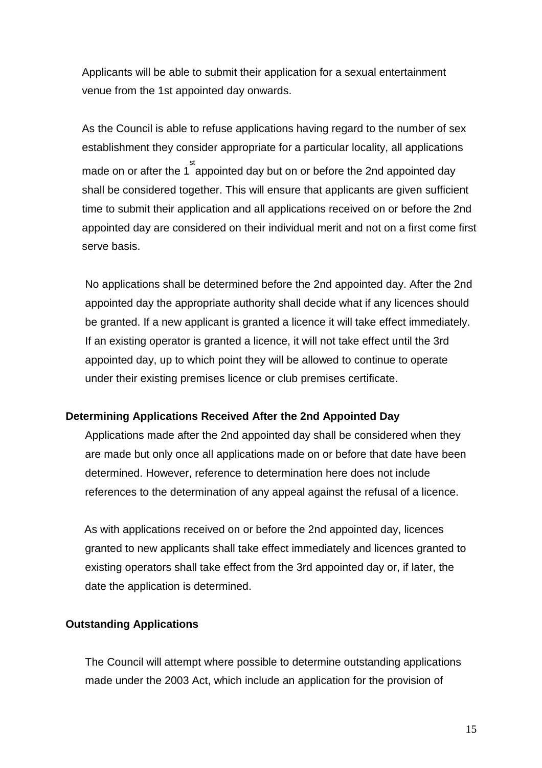Applicants will be able to submit their application for a sexual entertainment venue from the 1st appointed day onwards.

As the Council is able to refuse applications having regard to the number of sex establishment they consider appropriate for a particular locality, all applications made on or after the 1st appointed day but on or before the 2nd appointed day shall be considered together. This will ensure that applicants are given sufficient time to submit their application and all applications received on or before the 2nd appointed day are considered on their individual merit and not on a first come first serve basis.

No applications shall be determined before the 2nd appointed day. After the 2nd appointed day the appropriate authority shall decide what if any licences should be granted. If a new applicant is granted a licence it will take effect immediately. If an existing operator is granted a licence, it will not take effect until the 3rd appointed day, up to which point they will be allowed to continue to operate under their existing premises licence or club premises certificate.

**Determining Applications Received After the 2nd Appointed Day**

Applications made after the 2nd appointed day shall be considered when they are made but only once all applications made on or before that date have been determined. However, reference to determination here does not include references to the determination of any appeal against the refusal of a licence.

As with applications received on or before the 2nd appointed day, licences granted to new applicants shall take effect immediately and licences granted to existing operators shall take effect from the 3rd appointed day or, if later, the date the application is determined.

**Outstanding Applications**

The Council will attempt where possible to determine outstanding applications made under the 2003 Act, which include an application for the provision of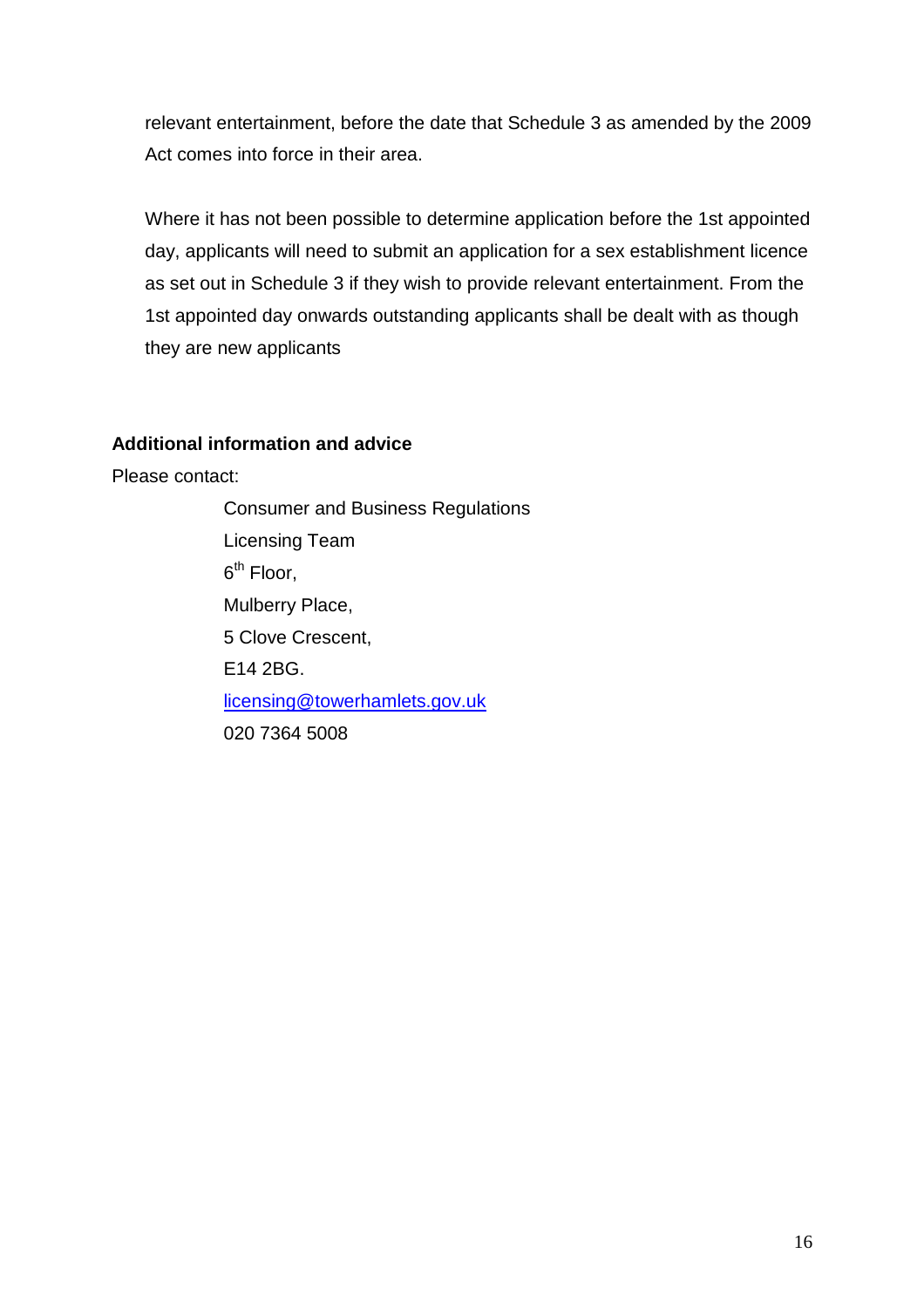relevant entertainment, before the date that Schedule 3 as amended by the 2009 Act comes into force in their area.

Where it has not been possible to determine application before the 1st appointed day, applicants will need to submit an application for a sex establishment licence as set out in Schedule 3 if they wish to provide relevant entertainment. From the 1st appointed day onwards outstanding applicants shall be dealt with as though they are new applicants

**Additional information and advice**

Please contact:

Consumer and Business Regulations
Licensing Team
6th Floor,
Mulberry Place,
5 Clove Crescent,
E14 2BG.
licensing@towerhamlets.gov.uk
020 7364 5008